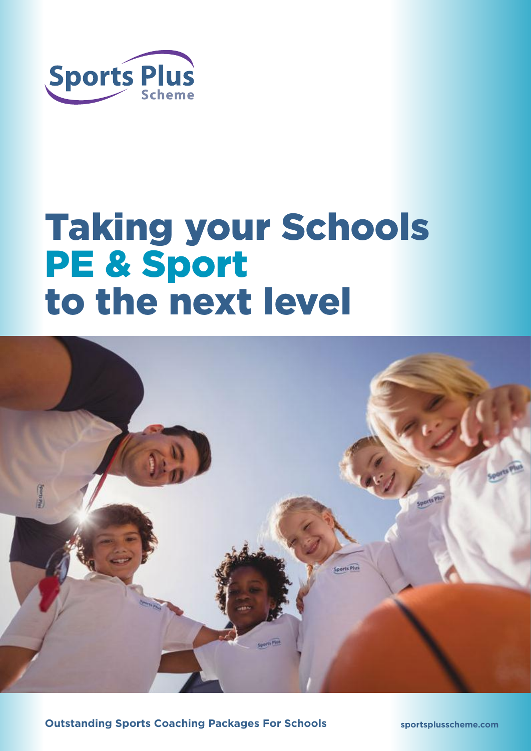Sports Plus
Scheme

# Taking your Schools PE & Sport to the next level

**Outstanding Sports Coaching Packages For Schools**

**sportsplusscheme.com**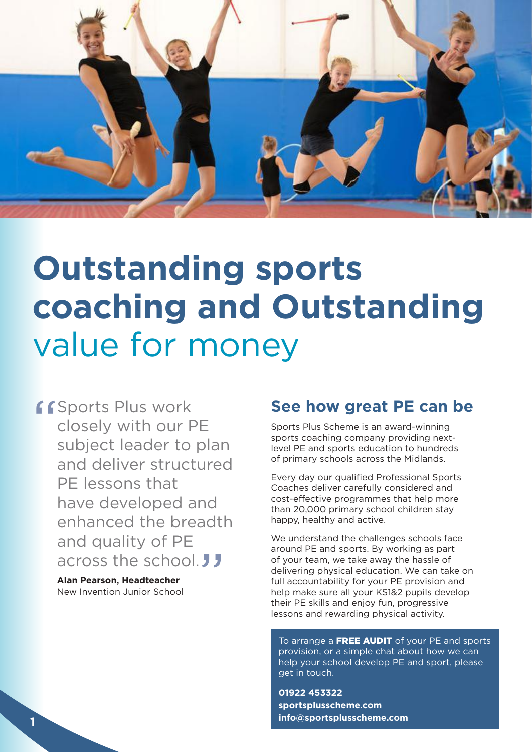# Outstanding sports coaching and Outstanding value for money

> "Sports Plus work closely with our PE subject leader to plan and deliver structured PE lessons that have developed and enhanced the breadth and quality of PE across the school."
>
> **Alan Pearson, Headteacher**
> New Invention Junior School

## See how great PE can be

Sports Plus Scheme is an award-winning sports coaching company providing next-level PE and sports education to hundreds of primary schools across the Midlands.

Every day our qualified Professional Sports Coaches deliver carefully considered and cost-effective programmes that help more than 20,000 primary school children stay happy, healthy and active.

We understand the challenges schools face around PE and sports. By working as part of your team, we take away the hassle of delivering physical education. We can take on full accountability for your PE provision and help make sure all your KS1&2 pupils develop their PE skills and enjoy fun, progressive lessons and rewarding physical activity.

To arrange a **FREE AUDIT** of your PE and sports provision, or a simple chat about how we can help your school develop PE and sport, please get in touch.

**01922 453322**
**sportsplusscheme.com**
**info@sportsplusscheme.com**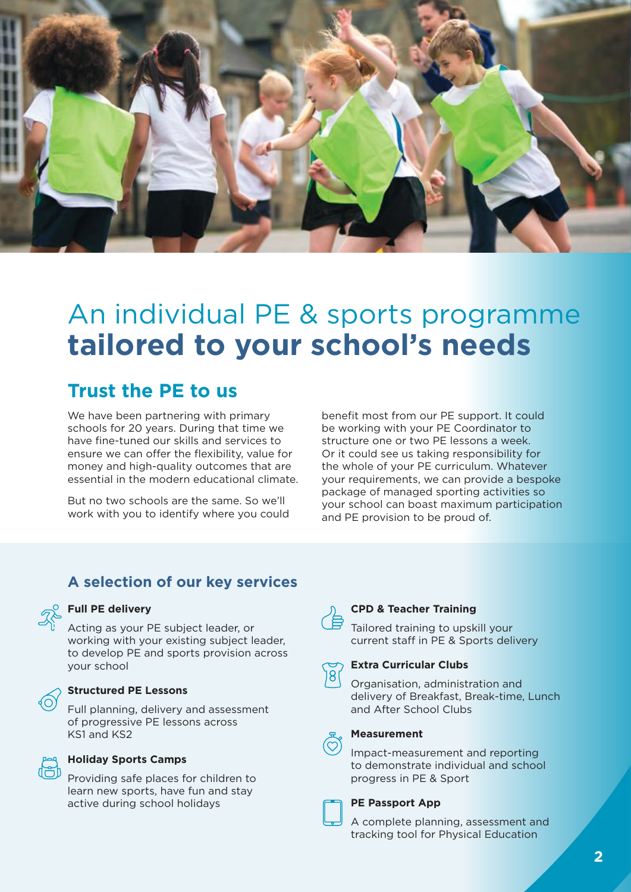# An individual PE & sports programme **tailored to your school's needs**

## Trust the PE to us

We have been partnering with primary schools for 20 years. During that time we have fine-tuned our skills and services to ensure we can offer the flexibility, value for money and high-quality outcomes that are essential in the modern educational climate.

But no two schools are the same. So we'll work with you to identify where you could benefit most from our PE support. It could be working with your PE Coordinator to structure one or two PE lessons a week. Or it could see us taking responsibility for the whole of your PE curriculum. Whatever your requirements, we can provide a bespoke package of managed sporting activities so your school can boast maximum participation and PE provision to be proud of.

### A selection of our key services

**Full PE delivery**

Acting as your PE subject leader, or working with your existing subject leader, to develop PE and sports provision across your school

**Structured PE Lessons**

Full planning, delivery and assessment of progressive PE lessons across KS1 and KS2

**Holiday Sports Camps**

Providing safe places for children to learn new sports, have fun and stay active during school holidays

**CPD & Teacher Training**

Tailored training to upskill your current staff in PE & Sports delivery

**Extra Curricular Clubs**

Organisation, administration and delivery of Breakfast, Break-time, Lunch and After School Clubs

**Measurement**

Impact-measurement and reporting to demonstrate individual and school progress in PE & Sport

**PE Passport App**

A complete planning, assessment and tracking tool for Physical Education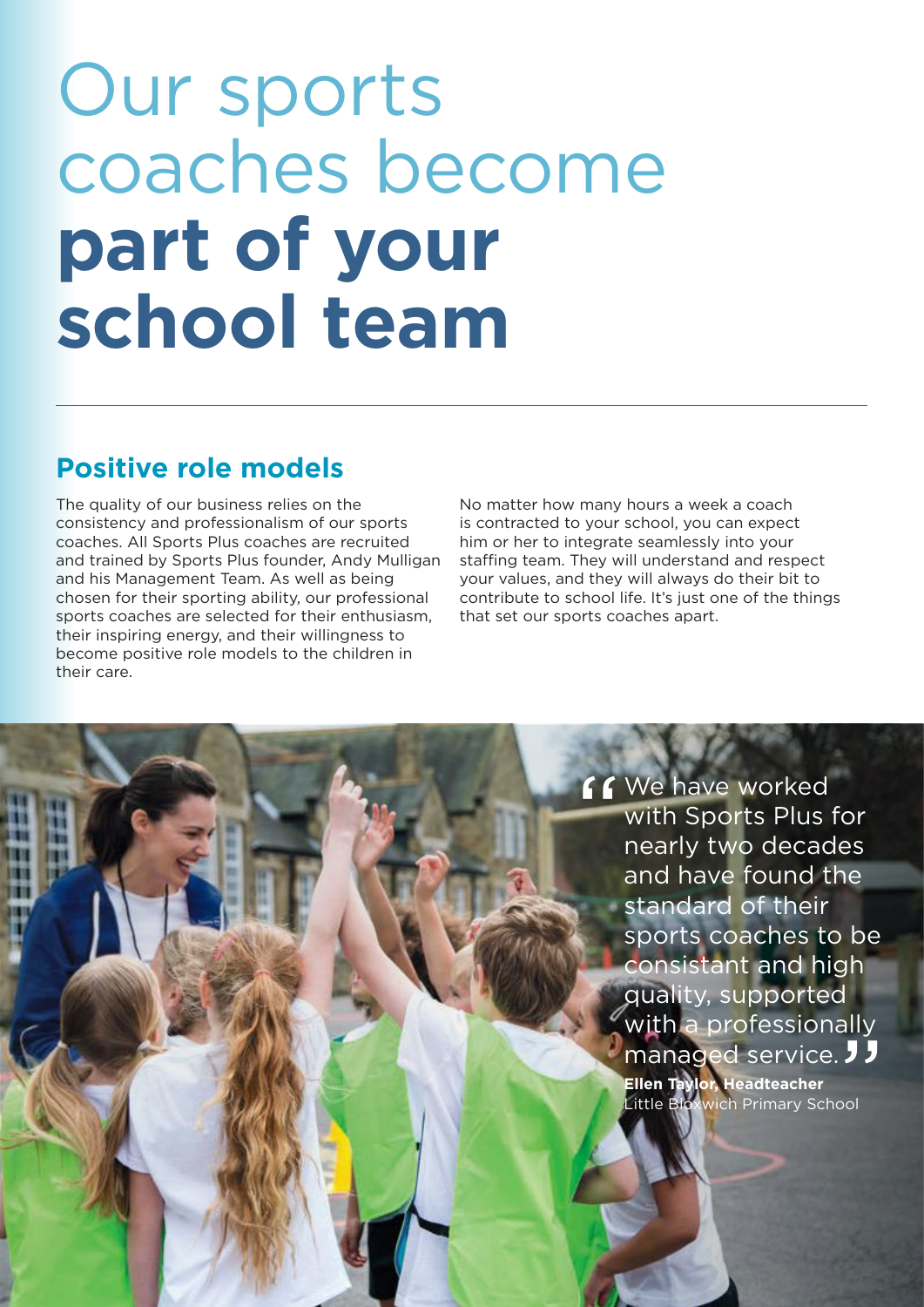# Our sports coaches become **part of your school team**

## Positive role models

The quality of our business relies on the consistency and professionalism of our sports coaches. All Sports Plus coaches are recruited and trained by Sports Plus founder, Andy Mulligan and his Management Team. As well as being chosen for their sporting ability, our professional sports coaches are selected for their enthusiasm, their inspiring energy, and their willingness to become positive role models to the children in their care.

No matter how many hours a week a coach is contracted to your school, you can expect him or her to integrate seamlessly into your staffing team. They will understand and respect your values, and they will always do their bit to contribute to school life. It's just one of the things that set our sports coaches apart.

> "We have worked with Sports Plus for nearly two decades and have found the standard of their sports coaches to be consistant and high quality, supported with a professionally managed service."
>
> **Ellen Taylor, Headteacher**
> Little Bloxwich Primary School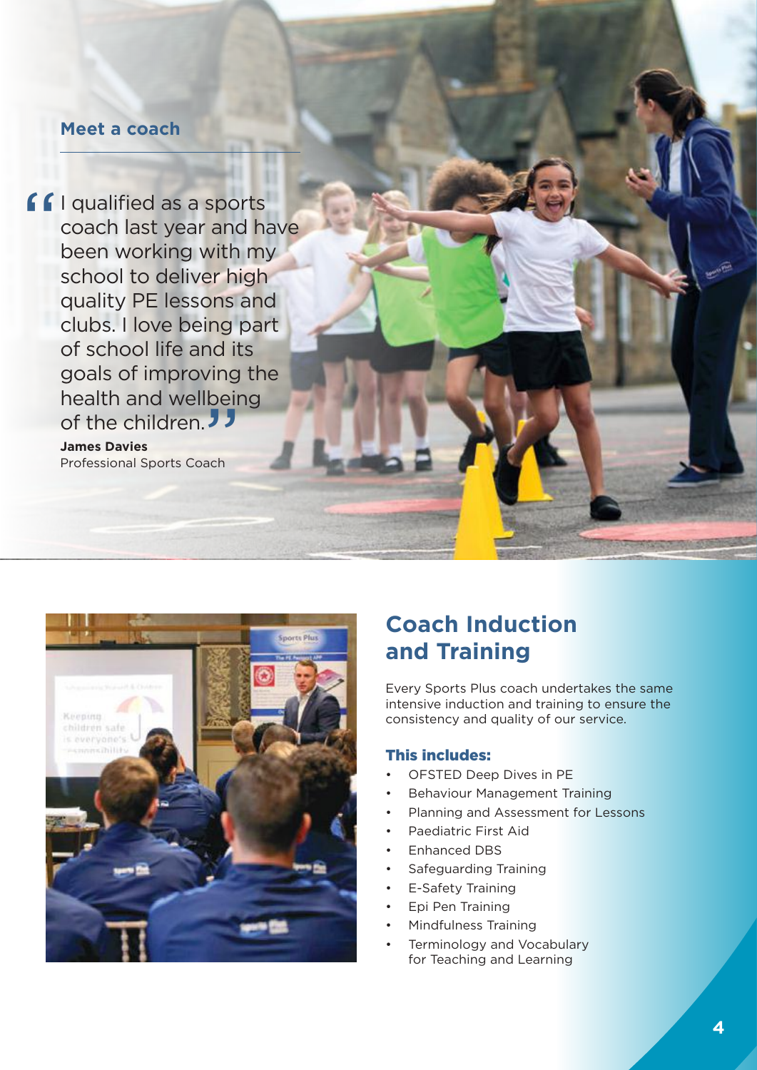## Meet a coach

> "I qualified as a sports coach last year and have been working with my school to deliver high quality PE lessons and clubs. I love being part of school life and its goals of improving the health and wellbeing of the children."

**James Davies**
Professional Sports Coach

## Coach Induction and Training

Every Sports Plus coach undertakes the same intensive induction and training to ensure the consistency and quality of our service.

### This includes:

- OFSTED Deep Dives in PE
- Behaviour Management Training
- Planning and Assessment for Lessons
- Paediatric First Aid
- Enhanced DBS
- Safeguarding Training
- E-Safety Training
- Epi Pen Training
- Mindfulness Training
- Terminology and Vocabulary for Teaching and Learning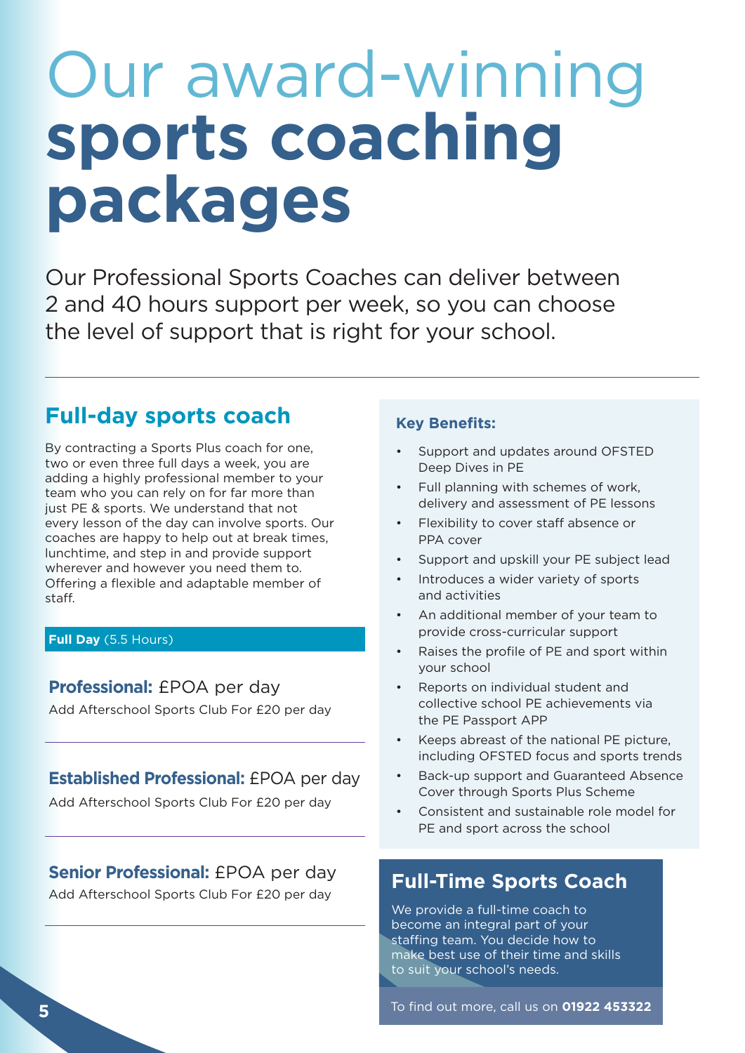# Our award-winning **sports coaching packages**

Our Professional Sports Coaches can deliver between 2 and 40 hours support per week, so you can choose the level of support that is right for your school.

## Full-day sports coach

By contracting a Sports Plus coach for one, two or even three full days a week, you are adding a highly professional member to your team who you can rely on for far more than just PE & sports. We understand that not every lesson of the day can involve sports. Our coaches are happy to help out at break times, lunchtime, and step in and provide support wherever and however you need them to. Offering a flexible and adaptable member of staff.

**Full Day** (5.5 Hours)

**Professional:** £POA per day
Add Afterschool Sports Club For £20 per day

**Established Professional:** £POA per day
Add Afterschool Sports Club For £20 per day

**Senior Professional:** £POA per day
Add Afterschool Sports Club For £20 per day

### Key Benefits:

- Support and updates around OFSTED Deep Dives in PE
- Full planning with schemes of work, delivery and assessment of PE lessons
- Flexibility to cover staff absence or PPA cover
- Support and upskill your PE subject lead
- Introduces a wider variety of sports and activities
- An additional member of your team to provide cross-curricular support
- Raises the profile of PE and sport within your school
- Reports on individual student and collective school PE achievements via the PE Passport APP
- Keeps abreast of the national PE picture, including OFSTED focus and sports trends
- Back-up support and Guaranteed Absence Cover through Sports Plus Scheme
- Consistent and sustainable role model for PE and sport across the school

## Full-Time Sports Coach

We provide a full-time coach to become an integral part of your staffing team. You decide how to make best use of their time and skills to suit your school's needs.

To find out more, call us on **01922 453322**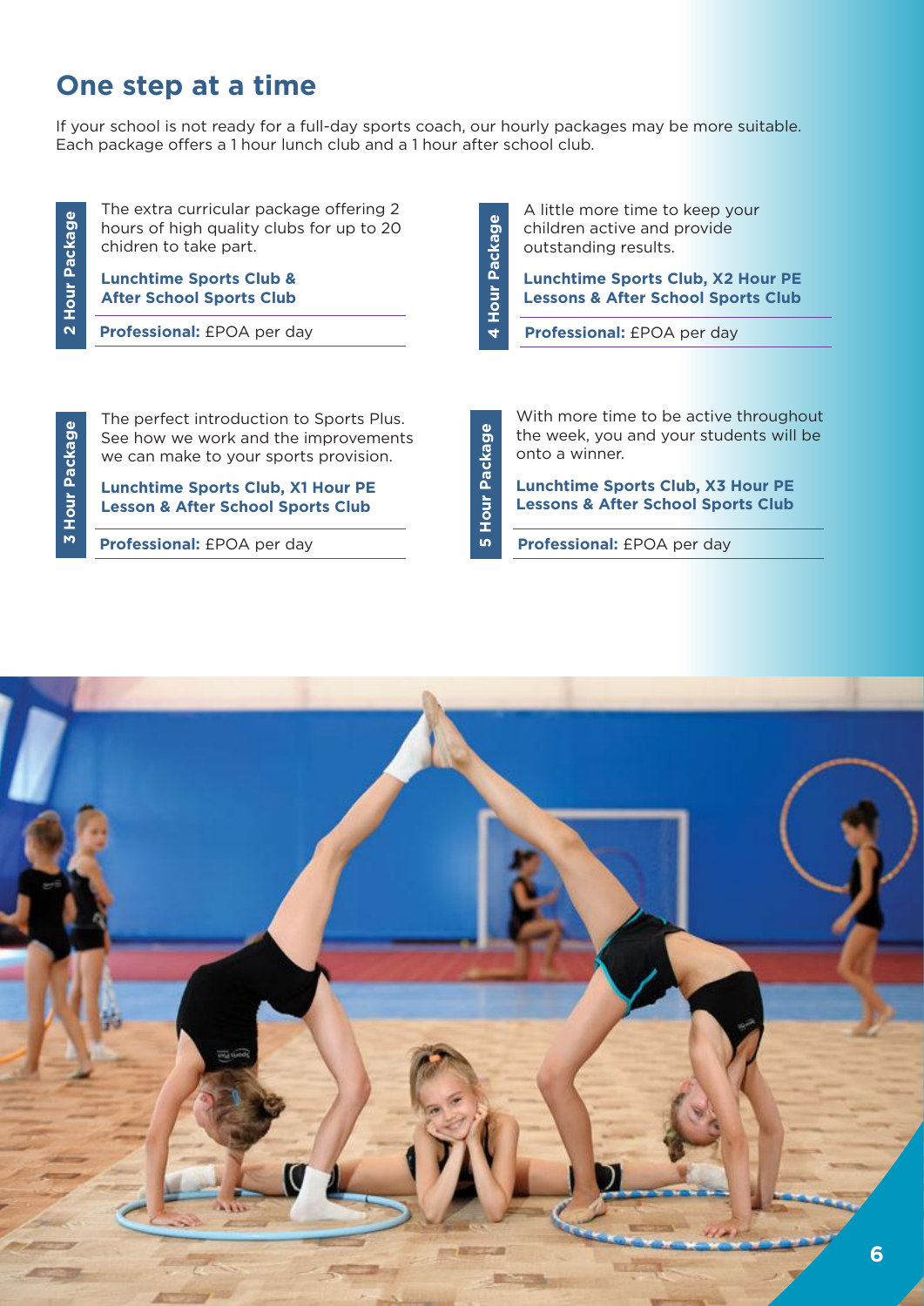# One step at a time

If your school is not ready for a full-day sports coach, our hourly packages may be more suitable. Each package offers a 1 hour lunch club and a 1 hour after school club.

## 2 Hour Package

The extra curricular package offering 2 hours of high quality clubs for up to 20 chidren to take part.

**Lunchtime Sports Club & After School Sports Club**

**Professional:** £POA per day

## 4 Hour Package

A little more time to keep your children active and provide outstanding results.

**Lunchtime Sports Club, X2 Hour PE Lessons & After School Sports Club**

**Professional:** £POA per day

## 3 Hour Package

The perfect introduction to Sports Plus. See how we work and the improvements we can make to your sports provision.

**Lunchtime Sports Club, X1 Hour PE Lesson & After School Sports Club**

**Professional:** £POA per day

## 5 Hour Package

With more time to be active throughout the week, you and your students will be onto a winner.

**Lunchtime Sports Club, X3 Hour PE Lessons & After School Sports Club**

**Professional:** £POA per day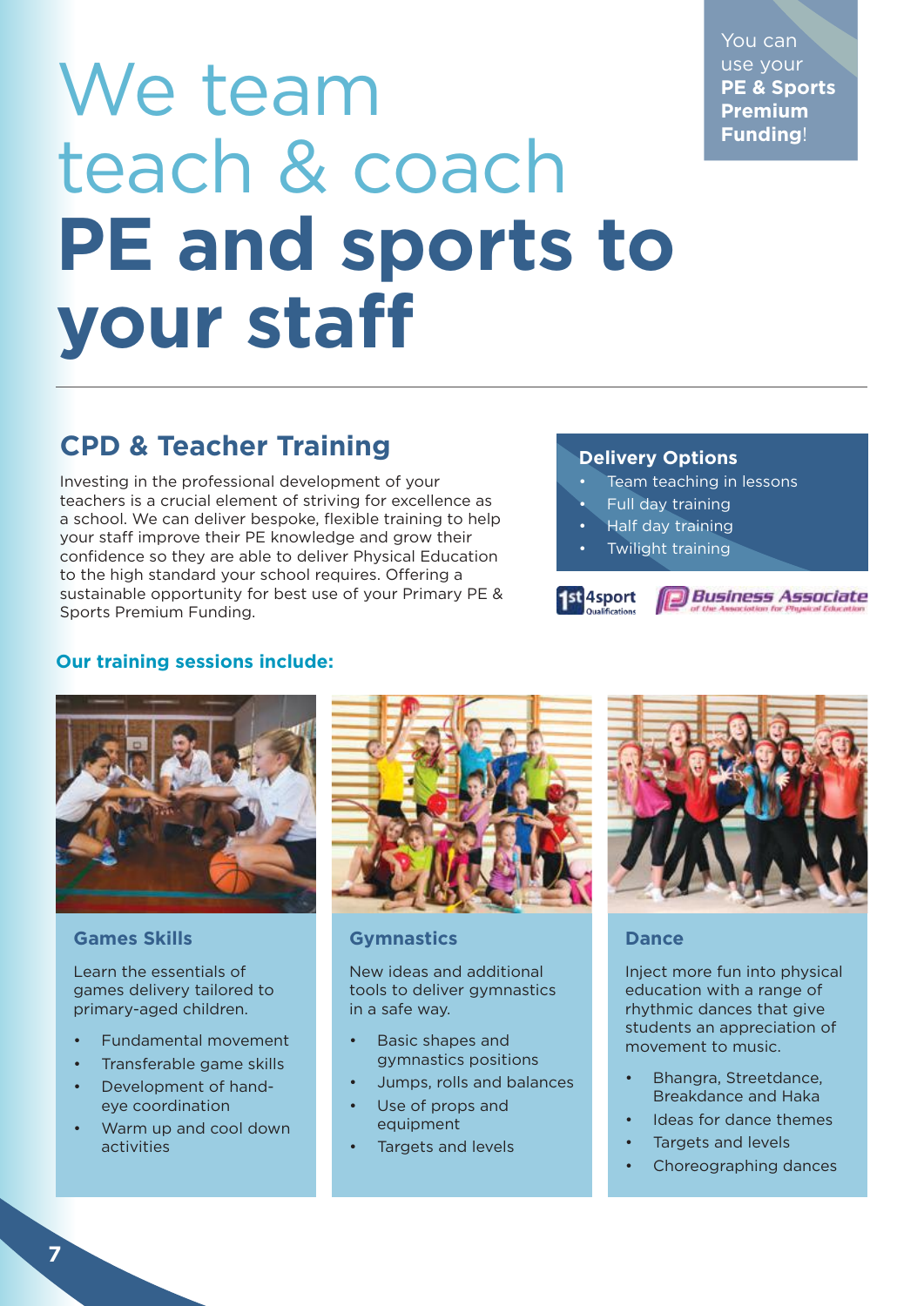You can use your **PE & Sports Premium Funding**!

# We team teach & coach **PE and sports to your staff**

## CPD & Teacher Training

Investing in the professional development of your teachers is a crucial element of striving for excellence as a school. We can deliver bespoke, flexible training to help your staff improve their PE knowledge and grow their confidence so they are able to deliver Physical Education to the high standard your school requires. Offering a sustainable opportunity for best use of your Primary PE & Sports Premium Funding.

### Delivery Options

- Team teaching in lessons
- Full day training
- Half day training
- Twilight training

1st4sport Qualifications

Business Associate of the Association for Physical Education

**Our training sessions include:**

### Games Skills

Learn the essentials of games delivery tailored to primary-aged children.

- Fundamental movement
- Transferable game skills
- Development of hand-eye coordination
- Warm up and cool down activities

### Gymnastics

New ideas and additional tools to deliver gymnastics in a safe way.

- Basic shapes and gymnastics positions
- Jumps, rolls and balances
- Use of props and equipment
- Targets and levels

### Dance

Inject more fun into physical education with a range of rhythmic dances that give students an appreciation of movement to music.

- Bhangra, Streetdance, Breakdance and Haka
- Ideas for dance themes
- Targets and levels
- Choreographing dances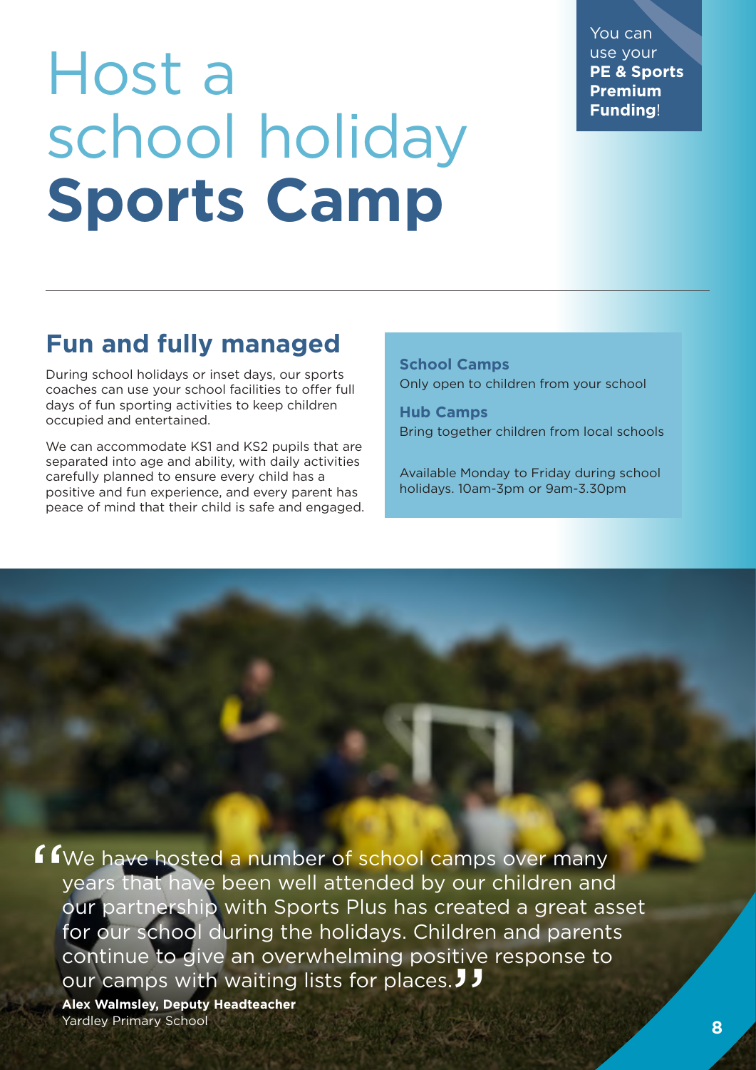# Host a school holiday **Sports Camp**

You can use your **PE & Sports Premium Funding**!

## Fun and fully managed

During school holidays or inset days, our sports coaches can use your school facilities to offer full days of fun sporting activities to keep children occupied and entertained.

We can accommodate KS1 and KS2 pupils that are separated into age and ability, with daily activities carefully planned to ensure every child has a positive and fun experience, and every parent has peace of mind that their child is safe and engaged.

**School Camps**
Only open to children from your school

**Hub Camps**
Bring together children from local schools

Available Monday to Friday during school holidays. 10am-3pm or 9am-3.30pm

"We have hosted a number of school camps over many years that have been well attended by our children and our partnership with Sports Plus has created a great asset for our school during the holidays. Children and parents continue to give an overwhelming positive response to our camps with waiting lists for places."

**Alex Walmsley, Deputy Headteacher**
Yardley Primary School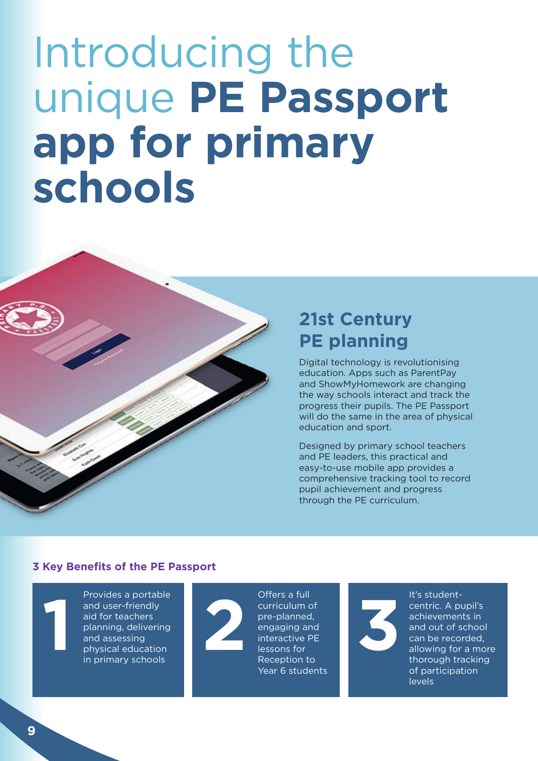# Introducing the unique **PE Passport app for primary schools**

## 21st Century PE planning

Digital technology is revolutionising education. Apps such as ParentPay and ShowMyHomework are changing the way schools interact and track the progress their pupils. The PE Passport will do the same in the area of physical education and sport.

Designed by primary school teachers and PE leaders, this practical and easy-to-use mobile app provides a comprehensive tracking tool to record pupil achievement and progress through the PE curriculum.

### 3 Key Benefits of the PE Passport

**1** Provides a portable and user-friendly aid for teachers planning, delivering and assessing physical education in primary schools

**2** Offers a full curriculum of pre-planned, engaging and interactive PE lessons for Reception to Year 6 students

**3** It's student-centric. A pupil's achievements in and out of school can be recorded, allowing for a more thorough tracking of participation levels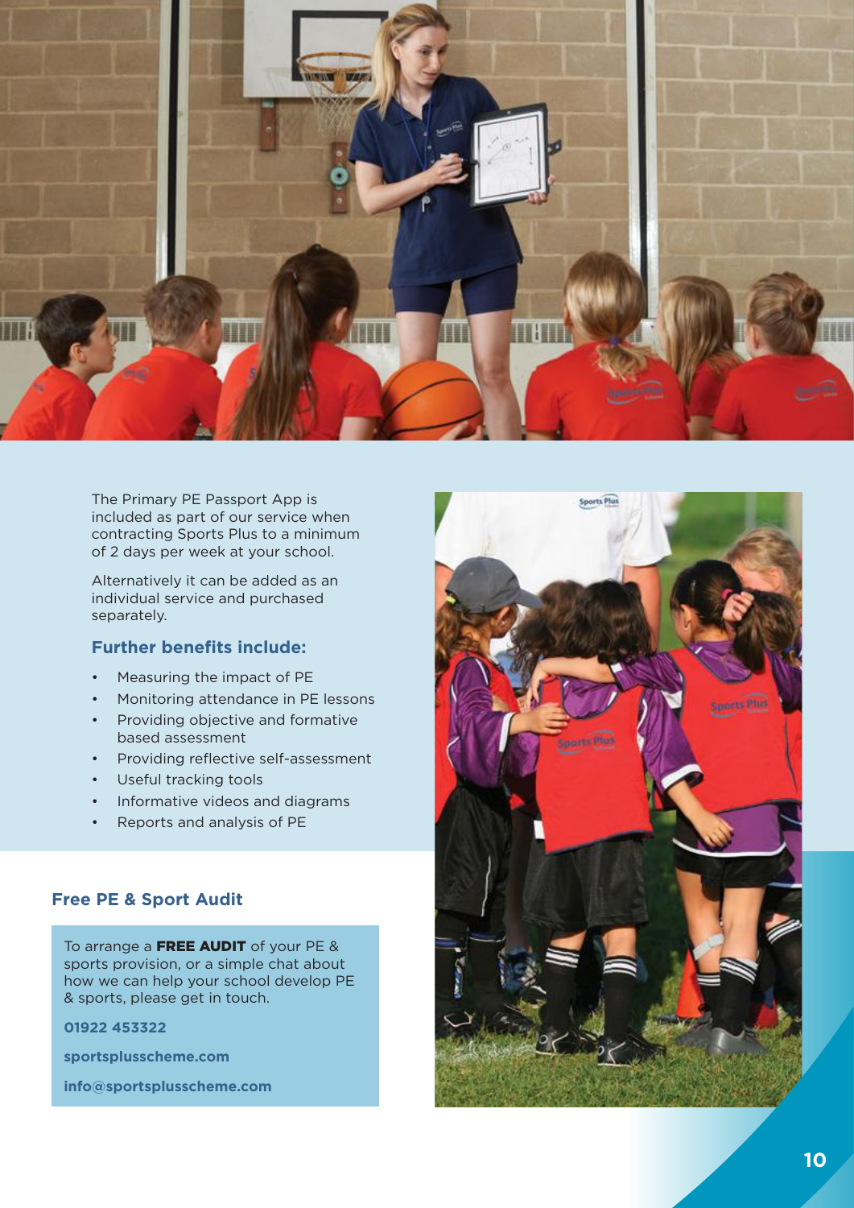The Primary PE Passport App is included as part of our service when contracting Sports Plus to a minimum of 2 days per week at your school.

Alternatively it can be added as an individual service and purchased separately.

### Further benefits include:

- Measuring the impact of PE
- Monitoring attendance in PE lessons
- Providing objective and formative based assessment
- Providing reflective self-assessment
- Useful tracking tools
- Informative videos and diagrams
- Reports and analysis of PE

### Free PE & Sport Audit

To arrange a **FREE AUDIT** of your PE & sports provision, or a simple chat about how we can help your school develop PE & sports, please get in touch.

**01922 453322**

**sportsplusscheme.com**

**info@sportsplusscheme.com**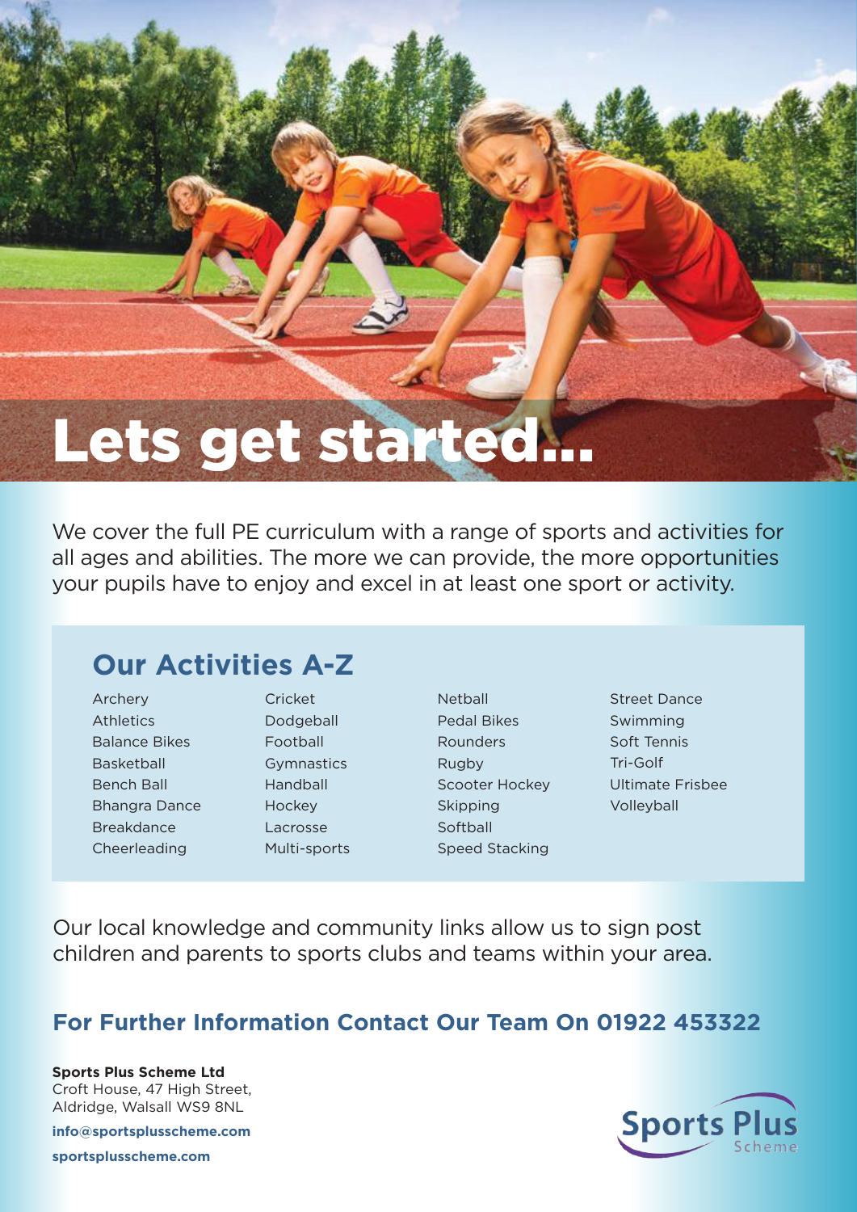# Lets get started...

We cover the full PE curriculum with a range of sports and activities for all ages and abilities. The more we can provide, the more opportunities your pupils have to enjoy and excel in at least one sport or activity.

## Our Activities A-Z

- Archery
- Athletics
- Balance Bikes
- Basketball
- Bench Ball
- Bhangra Dance
- Breakdance
- Cheerleading
- Cricket
- Dodgeball
- Football
- Gymnastics
- Handball
- Hockey
- Lacrosse
- Multi-sports
- Netball
- Pedal Bikes
- Rounders
- Rugby
- Scooter Hockey
- Skipping
- Softball
- Speed Stacking
- Street Dance
- Swimming
- Soft Tennis
- Tri-Golf
- Ultimate Frisbee
- Volleyball

Our local knowledge and community links allow us to sign post children and parents to sports clubs and teams within your area.

### For Further Information Contact Our Team On 01922 453322

**Sports Plus Scheme Ltd**
Croft House, 47 High Street,
Aldridge, Walsall WS9 8NL

**info@sportsplusscheme.com**

**sportsplusscheme.com**

Sports Plus Scheme